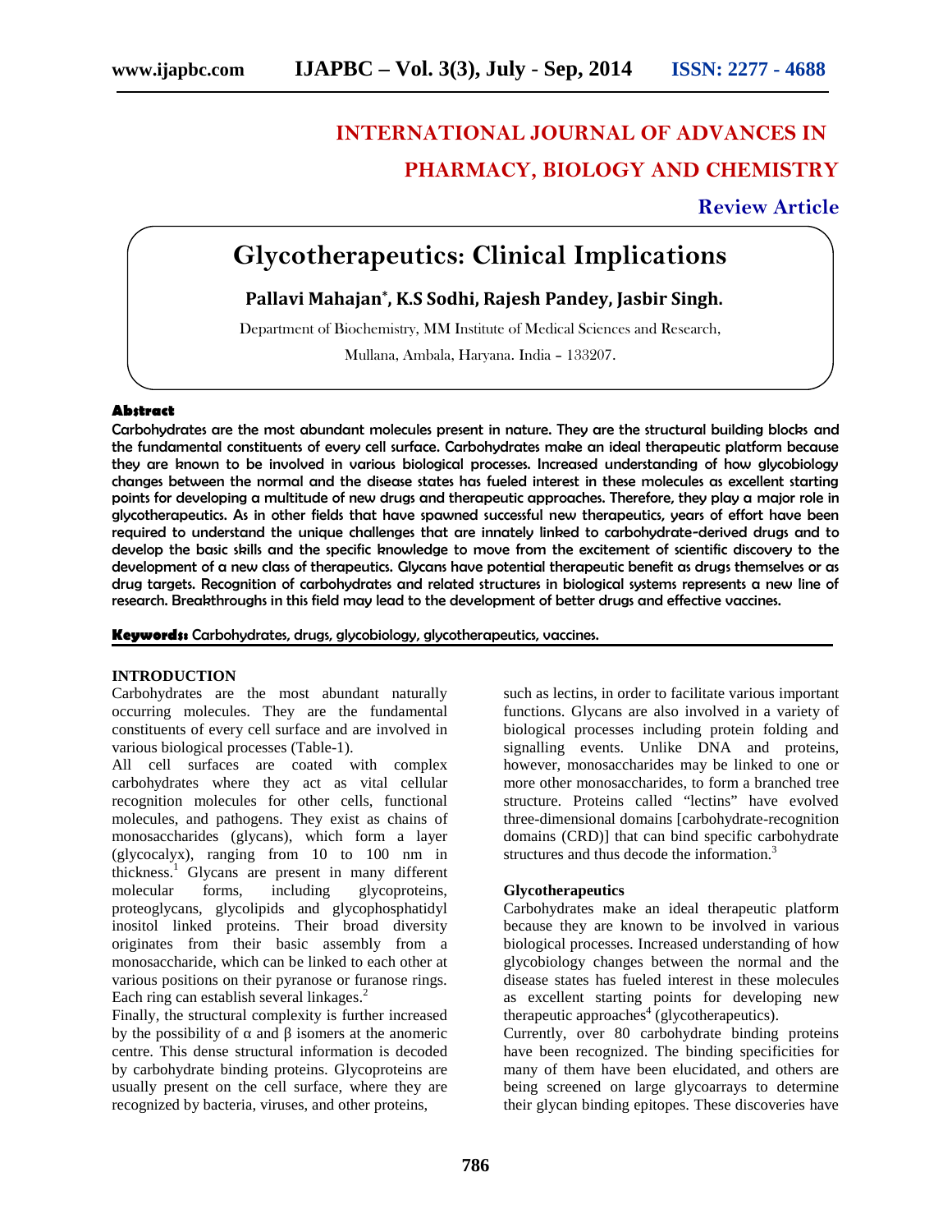# INTERNATIONAL JOURNAL OF ADVANCES IN PHARMACY, BIOLOGY AND CHEMISTRY

**Review Article**

# Glycotherapeutics: Clinical Implications

**Pallavi Mahajan*, K.S Sodhi, Rajesh Pandey, Jasbir Singh.**

Department of Biochemistry, MM Institute of Medical Sciences and Research, Mullana, Ambala, Haryana. India – 133207.

## Abstract

Carbohydrates are the most abundant molecules present in nature. They are the structural building blocks and the fundamental constituents of every cell surface. Carbohydrates make an ideal therapeutic platform because they are known to be involved in various biological processes. Increased understanding of how glycobiology changes between the normal and the disease states has fueled interest in these molecules as excellent starting points for developing a multitude of new drugs and therapeutic approaches. Therefore, they play a major role in glycotherapeutics. As in other fields that have spawned successful new therapeutics, years of effort have been required to understand the unique challenges that are innately linked to carbohydrate-derived drugs and to develop the basic skills and the specific knowledge to move from the excitement of scientific discovery to the development of a new class of therapeutics. Glycans have potential therapeutic benefit as drugs themselves or as drug targets. Recognition of carbohydrates and related structures in biological systems represents a new line of research. Breakthroughs in this field may lead to the development of better drugs and effective vaccines.

**Keywords:** Carbohydrates, drugs, glycobiology, glycotherapeutics, vaccines.

## INTRODUCTION

Carbohydrates are the most abundant naturally occurring molecules. They are the fundamental constituents of every cell surface and are involved in various biological processes (Table-1).

All cell surfaces are coated with complex carbohydrates where they act as vital cellular recognition molecules for other cells, functional molecules, and pathogens. They exist as chains of monosaccharides (glycans), which form a layer (glycocalyx), ranging from 10 to 100 nm in thickness.[1] Glycans are present in many different molecular forms, including glycoproteins, proteoglycans, glycolipids and glycophosphatidyl inositol linked proteins. Their broad diversity originates from their basic assembly from a monosaccharide, which can be linked to each other at various positions on their pyranose or furanose rings. Each ring can establish several linkages.[2]

Finally, the structural complexity is further increased by the possibility of α and β isomers at the anomeric centre. This dense structural information is decoded by carbohydrate binding proteins. Glycoproteins are usually present on the cell surface, where they are recognized by bacteria, viruses, and other proteins, such as lectins, in order to facilitate various important functions. Glycans are also involved in a variety of biological processes including protein folding and signalling events. Unlike DNA and proteins, however, monosaccharides may be linked to one or more other monosaccharides, to form a branched tree structure. Proteins called "lectins" have evolved three-dimensional domains [carbohydrate-recognition domains (CRD)] that can bind specific carbohydrate structures and thus decode the information.[3]

### Glycotherapeutics

Carbohydrates make an ideal therapeutic platform because they are known to be involved in various biological processes. Increased understanding of how glycobiology changes between the normal and the disease states has fueled interest in these molecules as excellent starting points for developing new therapeutic approaches[4] (glycotherapeutics).

Currently, over 80 carbohydrate binding proteins have been recognized. The binding specificities for many of them have been elucidated, and others are being screened on large glycoarrays to determine their glycan binding epitopes. These discoveries have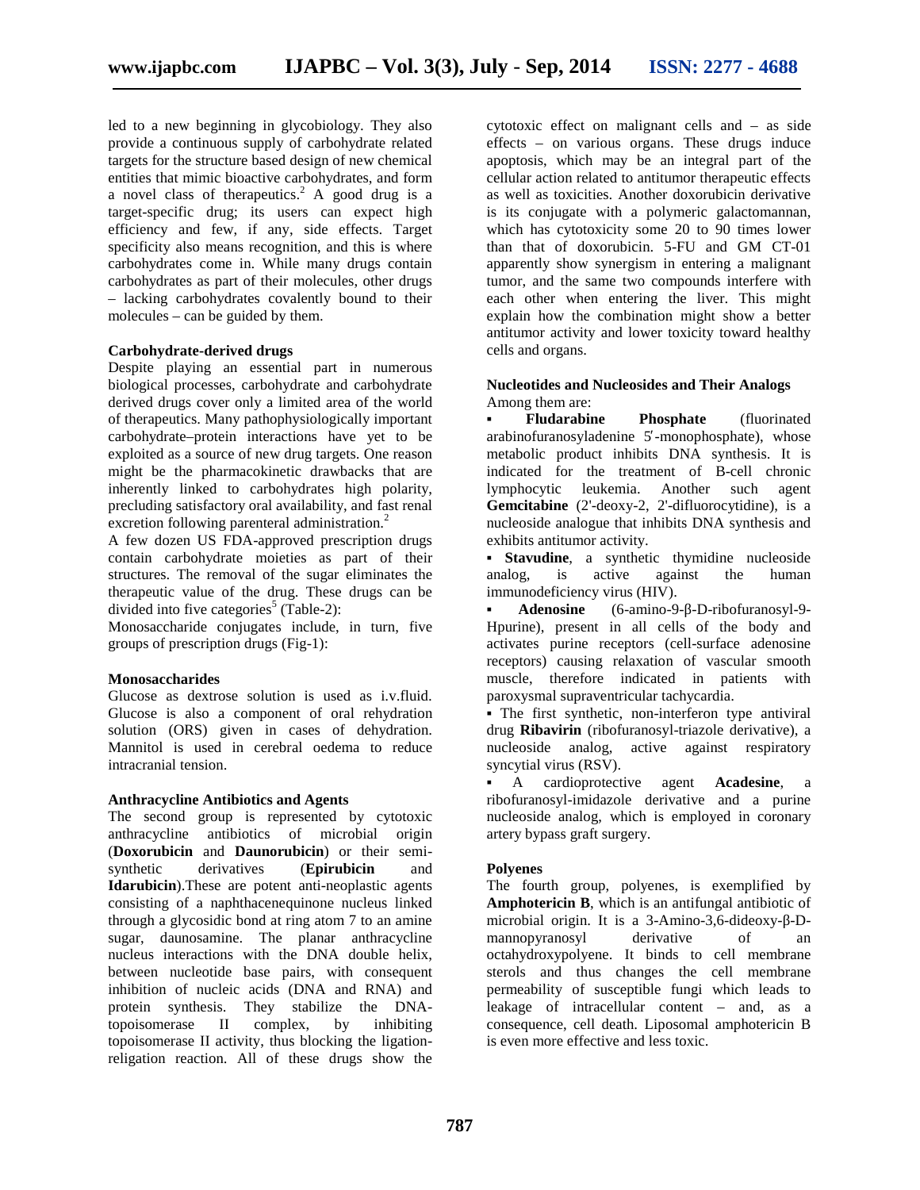led to a new beginning in glycobiology. They also provide a continuous supply of carbohydrate related targets for the structure based design of new chemical entities that mimic bioactive carbohydrates, and form a novel class of therapeutics.[2] A good drug is a target-specific drug; its users can expect high efficiency and few, if any, side effects. Target specificity also means recognition, and this is where carbohydrates come in. While many drugs contain carbohydrates as part of their molecules, other drugs – lacking carbohydrates covalently bound to their molecules – can be guided by them.

#### Carbohydrate-derived drugs

Despite playing an essential part in numerous biological processes, carbohydrate and carbohydrate derived drugs cover only a limited area of the world of therapeutics. Many pathophysiologically important carbohydrate–protein interactions have yet to be exploited as a source of new drug targets. One reason might be the pharmacokinetic drawbacks that are inherently linked to carbohydrates high polarity, precluding satisfactory oral availability, and fast renal excretion following parenteral administration.[2]

A few dozen US FDA-approved prescription drugs contain carbohydrate moieties as part of their structures. The removal of the sugar eliminates the therapeutic value of the drug. These drugs can be divided into five categories[5] (Table-2):

Monosaccharide conjugates include, in turn, five groups of prescription drugs (Fig-1):

#### Monosaccharides

Glucose as dextrose solution is used as i.v.fluid. Glucose is also a component of oral rehydration solution (ORS) given in cases of dehydration. Mannitol is used in cerebral oedema to reduce intracranial tension.

#### Anthracycline Antibiotics and Agents

The second group is represented by cytotoxic anthracycline antibiotics of microbial origin (**Doxorubicin** and **Daunorubicin**) or their semi-synthetic derivatives (**Epirubicin** and **Idarubicin**).These are potent anti-neoplastic agents consisting of a naphthacenequinone nucleus linked through a glycosidic bond at ring atom 7 to an amine sugar, daunosamine. The planar anthracycline nucleus interactions with the DNA double helix, between nucleotide base pairs, with consequent inhibition of nucleic acids (DNA and RNA) and protein synthesis. They stabilize the DNA-topoisomerase II complex, by inhibiting topoisomerase II activity, thus blocking the ligation-religation reaction. All of these drugs show the cytotoxic effect on malignant cells and – as side effects – on various organs. These drugs induce apoptosis, which may be an integral part of the cellular action related to antitumor therapeutic effects as well as toxicities. Another doxorubicin derivative is its conjugate with a polymeric galactomannan, which has cytotoxicity some 20 to 90 times lower than that of doxorubicin. 5-FU and GM CT-01 apparently show synergism in entering a malignant tumor, and the same two compounds interfere with each other when entering the liver. This might explain how the combination might show a better antitumor activity and lower toxicity toward healthy cells and organs.

#### Nucleotides and Nucleosides and Their Analogs

Among them are:

- **Fludarabine Phosphate** (fluorinated arabinofuranosyladenine 5′-monophosphate), whose metabolic product inhibits DNA synthesis. It is indicated for the treatment of B-cell chronic lymphocytic leukemia. Another such agent **Gemcitabine** (2'-deoxy-2, 2'-difluorocytidine), is a nucleoside analogue that inhibits DNA synthesis and exhibits antitumor activity.
- **Stavudine**, a synthetic thymidine nucleoside analog, is active against the human immunodeficiency virus (HIV).
- **Adenosine** (6-amino-9-β-D-ribofuranosyl-9-Hpurine), present in all cells of the body and activates purine receptors (cell-surface adenosine receptors) causing relaxation of vascular smooth muscle, therefore indicated in patients with paroxysmal supraventricular tachycardia.
- The first synthetic, non-interferon type antiviral drug **Ribavirin** (ribofuranosyl-triazole derivative), a nucleoside analog, active against respiratory syncytial virus (RSV).
- A cardioprotective agent **Acadesine**, a ribofuranosyl-imidazole derivative and a purine nucleoside analog, which is employed in coronary artery bypass graft surgery.

#### Polyenes

The fourth group, polyenes, is exemplified by **Amphotericin B**, which is an antifungal antibiotic of microbial origin. It is a 3-Amino-3,6-dideoxy-β-D-mannopyranosyl derivative of an octahydroxypolyene. It binds to cell membrane sterols and thus changes the cell membrane permeability of susceptible fungi which leads to leakage of intracellular content – and, as a consequence, cell death. Liposomal amphotericin B is even more effective and less toxic.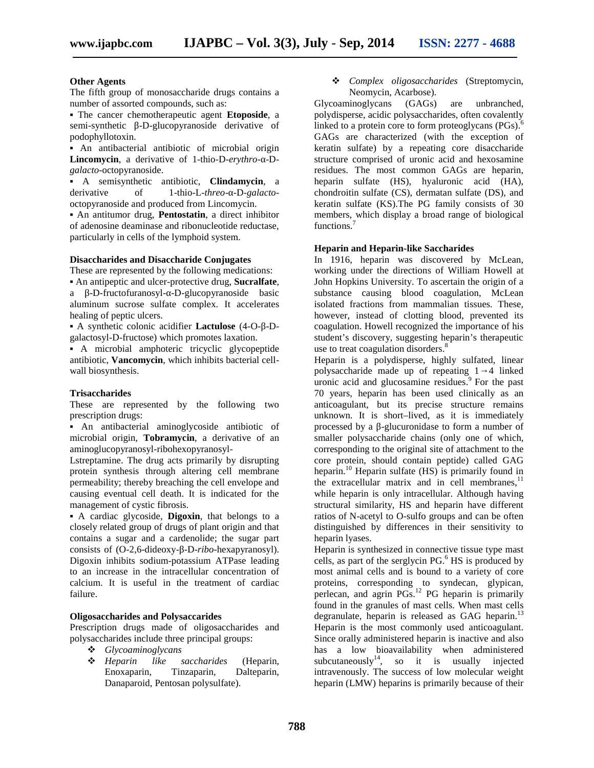### Other Agents

The fifth group of monosaccharide drugs contains a number of assorted compounds, such as:

- The cancer chemotherapeutic agent **Etoposide**, a semi-synthetic β-D-glucopyranoside derivative of podophyllotoxin.
- An antibacterial antibiotic of microbial origin **Lincomycin**, a derivative of 1-thio-D-*erythro*-α-D-*galacto*-octopyranoside.
- A semisynthetic antibiotic, **Clindamycin**, a derivative of 1-thio-L-*threo*-α-D-*galacto*-octopyranoside and produced from Lincomycin.
- An antitumor drug, **Pentostatin**, a direct inhibitor of adenosine deaminase and ribonucleotide reductase, particularly in cells of the lymphoid system.

### Disaccharides and Disaccharide Conjugates

These are represented by the following medications:

- An antipeptic and ulcer-protective drug, **Sucralfate**, a β-D-fructofuranosyl-α-D-glucopyranoside basic aluminum sucrose sulfate complex. It accelerates healing of peptic ulcers.
- A synthetic colonic acidifier **Lactulose** (4-O-β-D-galactosyl-D-fructose) which promotes laxation.
- A microbial amphoteric tricyclic glycopeptide antibiotic, **Vancomycin**, which inhibits bacterial cell-wall biosynthesis.

### Trisaccharides

These are represented by the following two prescription drugs:

- An antibacterial aminoglycoside antibiotic of microbial origin, **Tobramycin**, a derivative of an aminoglucopyranosyl-ribohexopyranosyl-Lstreptamine. The drug acts primarily by disrupting protein synthesis through altering cell membrane permeability; thereby breaching the cell envelope and causing eventual cell death. It is indicated for the management of cystic fibrosis.
- A cardiac glycoside, **Digoxin**, that belongs to a closely related group of drugs of plant origin and that contains a sugar and a cardenolide; the sugar part consists of (O-2,6-dideoxy-β-D-*ribo*-hexapyranosyl). Digoxin inhibits sodium-potassium ATPase leading to an increase in the intracellular concentration of calcium. It is useful in the treatment of cardiac failure.

### Oligosaccharides and Polysaccharides

Prescription drugs made of oligosaccharides and polysaccharides include three principal groups:

- *Glycoaminoglycans*
- *Heparin like saccharides* (Heparin, Enoxaparin, Tinzaparin, Dalteparin, Danaparoid, Pentosan polysulfate).
- *Complex oligosaccharides* (Streptomycin, Neomycin, Acarbose).

Glycoaminoglycans (GAGs) are unbranched, polydisperse, acidic polysaccharides, often covalently linked to a protein core to form proteoglycans (PGs).[6] GAGs are characterized (with the exception of keratin sulfate) by a repeating core disaccharide structure comprised of uronic acid and hexosamine residues. The most common GAGs are heparin, heparin sulfate (HS), hyaluronic acid (HA), chondroitin sulfate (CS), dermatan sulfate (DS), and keratin sulfate (KS).The PG family consists of 30 members, which display a broad range of biological functions.[7]

### Heparin and Heparin-like Saccharides

In 1916, heparin was discovered by McLean, working under the directions of William Howell at John Hopkins University. To ascertain the origin of a substance causing blood coagulation, McLean isolated fractions from mammalian tissues. These, however, instead of clotting blood, prevented its coagulation. Howell recognized the importance of his student's discovery, suggesting heparin's therapeutic use to treat coagulation disorders.[8]

Heparin is a polydisperse, highly sulfated, linear polysaccharide made up of repeating 1→4 linked uronic acid and glucosamine residues.[9] For the past 70 years, heparin has been used clinically as an anticoagulant, but its precise structure remains unknown. It is short–lived, as it is immediately processed by a β-glucuronidase to form a number of smaller polysaccharide chains (only one of which, corresponding to the original site of attachment to the core protein, should contain peptide) called GAG heparin.[10] Heparin sulfate (HS) is primarily found in the extracellular matrix and in cell membranes,[11] while heparin is only intracellular. Although having structural similarity, HS and heparin have different ratios of N-acetyl to O-sulfo groups and can be often distinguished by differences in their sensitivity to heparin lyases.

Heparin is synthesized in connective tissue type mast cells, as part of the serglycin PG.[6] HS is produced by most animal cells and is bound to a variety of core proteins, corresponding to syndecan, glypican, perlecan, and agrin PGs.[12] PG heparin is primarily found in the granules of mast cells. When mast cells degranulate, heparin is released as GAG heparin.[13] Heparin is the most commonly used anticoagulant. Since orally administered heparin is inactive and also has a low bioavailability when administered subcutaneously[14], so it is usually injected intravenously. The success of low molecular weight heparin (LMW) heparins is primarily because of their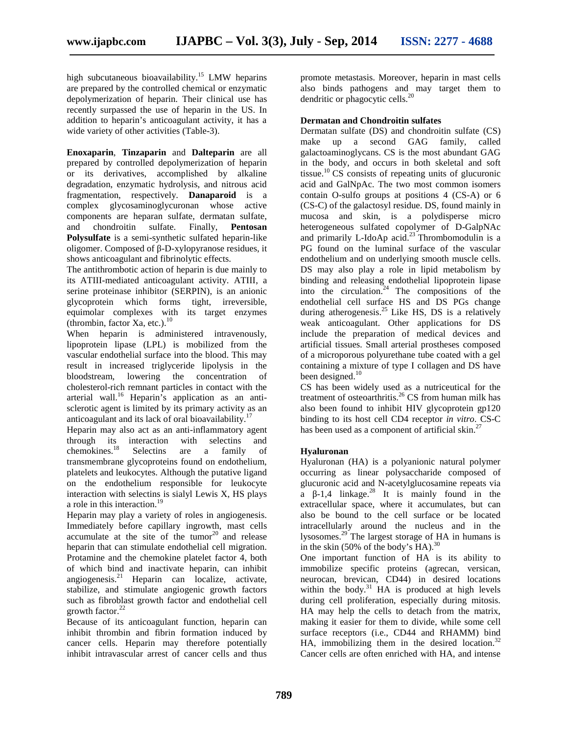high subcutaneous bioavailability.[15] LMW heparins are prepared by the controlled chemical or enzymatic depolymerization of heparin. Their clinical use has recently surpassed the use of heparin in the US. In addition to heparin's anticoagulant activity, it has a wide variety of other activities (Table-3).

**Enoxaparin**, **Tinzaparin** and **Dalteparin** are all prepared by controlled depolymerization of heparin or its derivatives, accomplished by alkaline degradation, enzymatic hydrolysis, and nitrous acid fragmentation, respectively. **Danaparoid** is a complex glycosaminoglycuronan whose active components are heparan sulfate, dermatan sulfate, and chondroitin sulfate. Finally, **Pentosan Polysulfate** is a semi-synthetic sulfated heparin-like oligomer. Composed of β-D-xylopyranose residues, it shows anticoagulant and fibrinolytic effects.

The antithrombotic action of heparin is due mainly to its ATIII-mediated anticoagulant activity. ATIII, a serine proteinase inhibitor (SERPIN), is an anionic glycoprotein which forms tight, irreversible, equimolar complexes with its target enzymes (thrombin, factor Xa, etc.).[10]

When heparin is administered intravenously, lipoprotein lipase (LPL) is mobilized from the vascular endothelial surface into the blood. This may result in increased triglyceride lipolysis in the bloodstream, lowering the concentration of cholesterol-rich remnant particles in contact with the arterial wall.[16] Heparin's application as an anti-sclerotic agent is limited by its primary activity as an anticoagulant and its lack of oral bioavailability.[17]

Heparin may also act as an anti-inflammatory agent through its interaction with selectins and chemokines.[18] Selectins are a family of transmembrane glycoproteins found on endothelium, platelets and leukocytes. Although the putative ligand on the endothelium responsible for leukocyte interaction with selectins is sialyl Lewis X, HS plays a role in this interaction.[19]

Heparin may play a variety of roles in angiogenesis. Immediately before capillary ingrowth, mast cells accumulate at the site of the tumor[20] and release heparin that can stimulate endothelial cell migration. Protamine and the chemokine platelet factor 4, both of which bind and inactivate heparin, can inhibit angiogenesis.[21] Heparin can localize, activate, stabilize, and stimulate angiogenic growth factors such as fibroblast growth factor and endothelial cell growth factor.[22]

Because of its anticoagulant function, heparin can inhibit thrombin and fibrin formation induced by cancer cells. Heparin may therefore potentially inhibit intravascular arrest of cancer cells and thus promote metastasis. Moreover, heparin in mast cells also binds pathogens and may target them to dendritic or phagocytic cells.[20]

**Dermatan and Chondroitin sulfates**

Dermatan sulfate (DS) and chondroitin sulfate (CS) make up a second GAG family, called galactoaminoglycans. CS is the most abundant GAG in the body, and occurs in both skeletal and soft tissue.[10] CS consists of repeating units of glucuronic acid and GalNpAc. The two most common isomers contain O-sulfo groups at positions 4 (CS-A) or 6 (CS-C) of the galactosyl residue. DS, found mainly in mucosa and skin, is a polydisperse micro heterogeneous sulfated copolymer of D-GalpNAc and primarily L-IdoAp acid.[23] Thrombomodulin is a PG found on the luminal surface of the vascular endothelium and on underlying smooth muscle cells. DS may also play a role in lipid metabolism by binding and releasing endothelial lipoprotein lipase into the circulation.[24] The compositions of the endothelial cell surface HS and DS PGs change during atherogenesis.[25] Like HS, DS is a relatively weak anticoagulant. Other applications for DS include the preparation of medical devices and artificial tissues. Small arterial prostheses composed of a microporous polyurethane tube coated with a gel containing a mixture of type I collagen and DS have been designed.[10]

CS has been widely used as a nutriceutical for the treatment of osteoarthritis.[26] CS from human milk has also been found to inhibit HIV glycoprotein gp120 binding to its host cell CD4 receptor *in vitro*. CS-C has been used as a component of artificial skin.[27]

**Hyaluronan**

Hyaluronan (HA) is a polyanionic natural polymer occurring as linear polysaccharide composed of glucuronic acid and N-acetylglucosamine repeats via a β-1,4 linkage.[28] It is mainly found in the extracellular space, where it accumulates, but can also be bound to the cell surface or be located intracellularly around the nucleus and in the lysosomes.[29] The largest storage of HA in humans is in the skin (50% of the body's HA).[30]

One important function of HA is its ability to immobilize specific proteins (agrecan, versican, neurocan, brevican, CD44) in desired locations within the body.[31] HA is produced at high levels during cell proliferation, especially during mitosis. HA may help the cells to detach from the matrix, making it easier for them to divide, while some cell surface receptors (i.e., CD44 and RHAMM) bind HA, immobilizing them in the desired location.[32] Cancer cells are often enriched with HA, and intense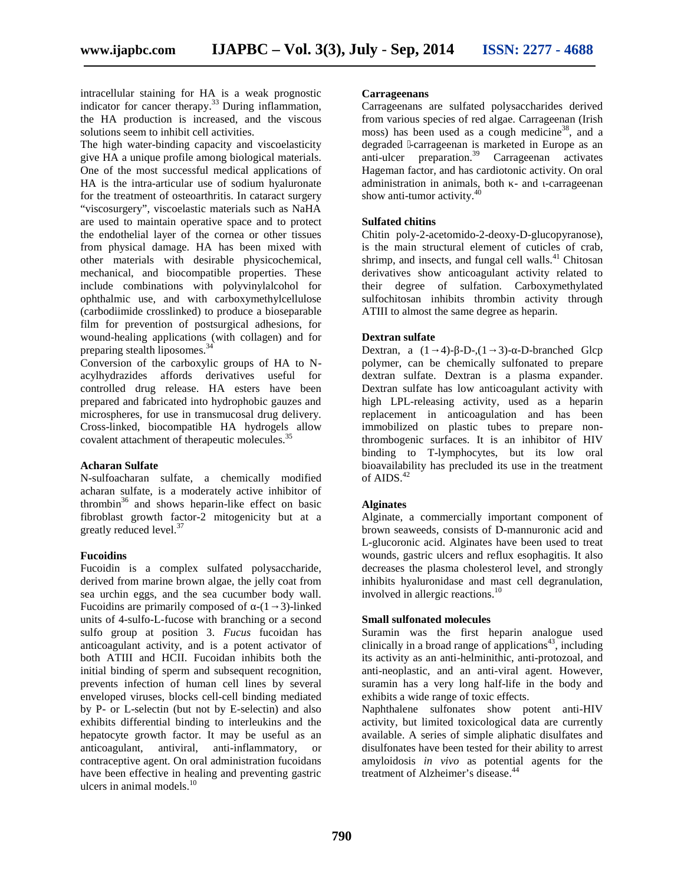intracellular staining for HA is a weak prognostic indicator for cancer therapy.[33] During inflammation, the HA production is increased, and the viscous solutions seem to inhibit cell activities.

The high water-binding capacity and viscoelasticity give HA a unique profile among biological materials. One of the most successful medical applications of HA is the intra-articular use of sodium hyaluronate for the treatment of osteoarthritis. In cataract surgery "viscosurgery", viscoelastic materials such as NaHA are used to maintain operative space and to protect the endothelial layer of the cornea or other tissues from physical damage. HA has been mixed with other materials with desirable physicochemical, mechanical, and biocompatible properties. These include combinations with polyvinylalcohol for ophthalmic use, and with carboxymethylcellulose (carbodiimide crosslinked) to produce a bioseparable film for prevention of postsurgical adhesions, for wound-healing applications (with collagen) and for preparing stealth liposomes.[34]

Conversion of the carboxylic groups of HA to N-acylhydrazides affords derivatives useful for controlled drug release. HA esters have been prepared and fabricated into hydrophobic gauzes and microspheres, for use in transmucosal drug delivery. Cross-linked, biocompatible HA hydrogels allow covalent attachment of therapeutic molecules.[35]

**Acharan Sulfate**

N-sulfoacharan sulfate, a chemically modified acharan sulfate, is a moderately active inhibitor of thrombin[36] and shows heparin-like effect on basic fibroblast growth factor-2 mitogenicity but at a greatly reduced level.[37]

**Fucoidins**

Fucoidin is a complex sulfated polysaccharide, derived from marine brown algae, the jelly coat from sea urchin eggs, and the sea cucumber body wall. Fucoidins are primarily composed of α-(1→3)-linked units of 4-sulfo-L-fucose with branching or a second sulfo group at position 3. *Fucus* fucoidan has anticoagulant activity, and is a potent activator of both ATIII and HCII. Fucoidan inhibits both the initial binding of sperm and subsequent recognition, prevents infection of human cell lines by several enveloped viruses, blocks cell-cell binding mediated by P- or L-selectin (but not by E-selectin) and also exhibits differential binding to interleukins and the hepatocyte growth factor. It may be useful as an anticoagulant, antiviral, anti-inflammatory, or contraceptive agent. On oral administration fucoidans have been effective in healing and preventing gastric ulcers in animal models.[10]

**Carrageenans**

Carrageenans are sulfated polysaccharides derived from various species of red algae. Carrageenan (Irish moss) has been used as a cough medicine[38], and a degraded ι-carrageenan is marketed in Europe as an anti-ulcer preparation.[39] Carrageenan activates Hageman factor, and has cardiotonic activity. On oral administration in animals, both κ- and ι-carrageenan show anti-tumor activity.[40]

**Sulfated chitins**

Chitin poly-2-acetomido-2-deoxy-D-glucopyranose), is the main structural element of cuticles of crab, shrimp, and insects, and fungal cell walls.[41] Chitosan derivatives show anticoagulant activity related to their degree of sulfation. Carboxymethylated sulfochitosan inhibits thrombin activity through ATIII to almost the same degree as heparin.

**Dextran sulfate**

Dextran, a (1→4)-β-D-,(1→3)-α-D-branched Glcp polymer, can be chemically sulfonated to prepare dextran sulfate. Dextran is a plasma expander. Dextran sulfate has low anticoagulant activity with high LPL-releasing activity, used as a heparin replacement in anticoagulation and has been immobilized on plastic tubes to prepare non-thrombogenic surfaces. It is an inhibitor of HIV binding to T-lymphocytes, but its low oral bioavailability has precluded its use in the treatment of AIDS.[42]

**Alginates**

Alginate, a commercially important component of brown seaweeds, consists of D-mannuronic acid and L-glucoronic acid. Alginates have been used to treat wounds, gastric ulcers and reflux esophagitis. It also decreases the plasma cholesterol level, and strongly inhibits hyaluronidase and mast cell degranulation, involved in allergic reactions.[10]

**Small sulfonated molecules**

Suramin was the first heparin analogue used clinically in a broad range of applications[43], including its activity as an anti-helminithic, anti-protozoal, and anti-neoplastic, and an anti-viral agent. However, suramin has a very long half-life in the body and exhibits a wide range of toxic effects.

Naphthalene sulfonates show potent anti-HIV activity, but limited toxicological data are currently available. A series of simple aliphatic disulfates and disulfonates have been tested for their ability to arrest amyloidosis *in vivo* as potential agents for the treatment of Alzheimer's disease.[44]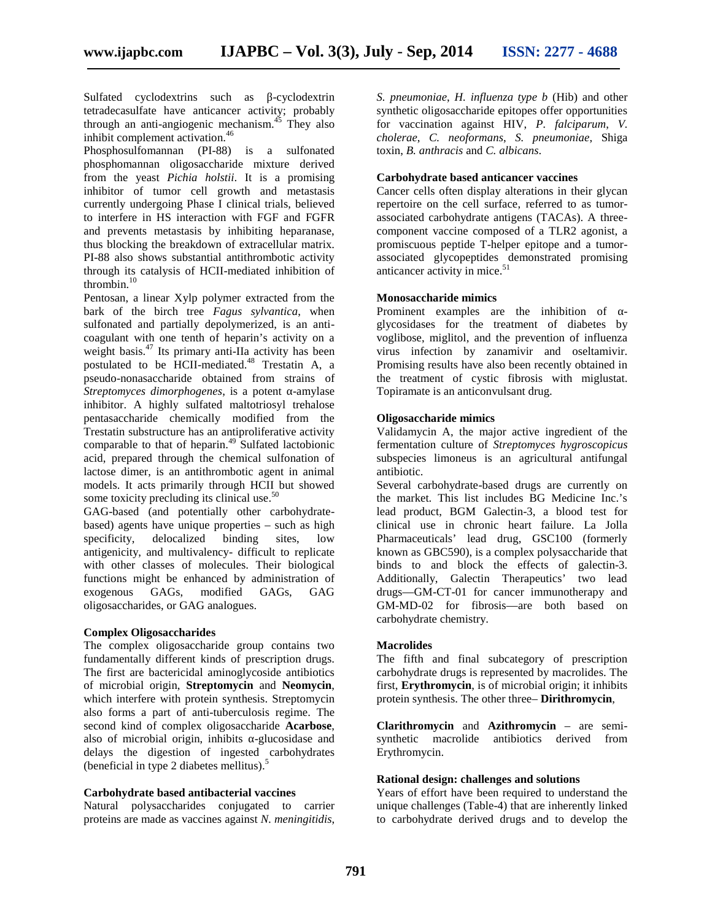Sulfated cyclodextrins such as β-cyclodextrin tetradecasulfate have anticancer activity; probably through an anti-angiogenic mechanism.[45] They also inhibit complement activation.[46]

Phosphosulfomannan (PI-88) is a sulfonated phosphomannan oligosaccharide mixture derived from the yeast *Pichia holstii*. It is a promising inhibitor of tumor cell growth and metastasis currently undergoing Phase I clinical trials, believed to interfere in HS interaction with FGF and FGFR and prevents metastasis by inhibiting heparanase, thus blocking the breakdown of extracellular matrix. PI-88 also shows substantial antithrombotic activity through its catalysis of HCII-mediated inhibition of thrombin.[10]

Pentosan, a linear Xylp polymer extracted from the bark of the birch tree *Fagus sylvantica*, when sulfonated and partially depolymerized, is an anti-coagulant with one tenth of heparin's activity on a weight basis.[47] Its primary anti-IIa activity has been postulated to be HCII-mediated.[48] Trestatin A, a pseudo-nonasaccharide obtained from strains of *Streptomyces dimorphogenes*, is a potent α-amylase inhibitor. A highly sulfated maltotriosyl trehalose pentasaccharide chemically modified from the Trestatin substructure has an antiproliferative activity comparable to that of heparin.[49] Sulfated lactobionic acid, prepared through the chemical sulfonation of lactose dimer, is an antithrombotic agent in animal models. It acts primarily through HCII but showed some toxicity precluding its clinical use.[50]

GAG-based (and potentially other carbohydrate-based) agents have unique properties – such as high specificity, delocalized binding sites, low antigenicity, and multivalency- difficult to replicate with other classes of molecules. Their biological functions might be enhanced by administration of exogenous GAGs, modified GAGs, GAG oligosaccharides, or GAG analogues.

**Complex Oligosaccharides**

The complex oligosaccharide group contains two fundamentally different kinds of prescription drugs. The first are bactericidal aminoglycoside antibiotics of microbial origin, **Streptomycin** and **Neomycin**, which interfere with protein synthesis. Streptomycin also forms a part of anti-tuberculosis regime. The second kind of complex oligosaccharide **Acarbose**, also of microbial origin, inhibits α-glucosidase and delays the digestion of ingested carbohydrates (beneficial in type 2 diabetes mellitus).[5]

**Carbohydrate based antibacterial vaccines**

Natural polysaccharides conjugated to carrier proteins are made as vaccines against *N. meningitidis*, *S. pneumoniae*, *H. influenza type b* (Hib) and other synthetic oligosaccharide epitopes offer opportunities for vaccination against HIV, *P. falciparum*, *V. cholerae*, *C. neoformans*, *S. pneumoniae*, Shiga toxin, *B. anthracis* and *C. albicans*.

**Carbohydrate based anticancer vaccines**

Cancer cells often display alterations in their glycan repertoire on the cell surface, referred to as tumor-associated carbohydrate antigens (TACAs). A three-component vaccine composed of a TLR2 agonist, a promiscuous peptide T-helper epitope and a tumor-associated glycopeptides demonstrated promising anticancer activity in mice.[51]

**Monosaccharide mimics**

Prominent examples are the inhibition of α-glycosidases for the treatment of diabetes by voglibose, miglitol, and the prevention of influenza virus infection by zanamivir and oseltamivir. Promising results have also been recently obtained in the treatment of cystic fibrosis with miglustat. Topiramate is an anticonvulsant drug.

**Oligosaccharide mimics**

Validamycin A, the major active ingredient of the fermentation culture of *Streptomyces hygroscopicus* subspecies limoneus is an agricultural antifungal antibiotic.

Several carbohydrate-based drugs are currently on the market. This list includes BG Medicine Inc.'s lead product, BGM Galectin-3, a blood test for clinical use in chronic heart failure. La Jolla Pharmaceuticals' lead drug, GSC100 (formerly known as GBC590), is a complex polysaccharide that binds to and block the effects of galectin-3. Additionally, Galectin Therapeutics' two lead drugs—GM-CT-01 for cancer immunotherapy and GM-MD-02 for fibrosis—are both based on carbohydrate chemistry.

**Macrolides**

The fifth and final subcategory of prescription carbohydrate drugs is represented by macrolides. The first, **Erythromycin**, is of microbial origin; it inhibits protein synthesis. The other three– **Dirithromycin**, **Clarithromycin** and **Azithromycin** – are semi-synthetic macrolide antibiotics derived from Erythromycin.

**Rational design: challenges and solutions**

Years of effort have been required to understand the unique challenges (Table-4) that are inherently linked to carbohydrate derived drugs and to develop the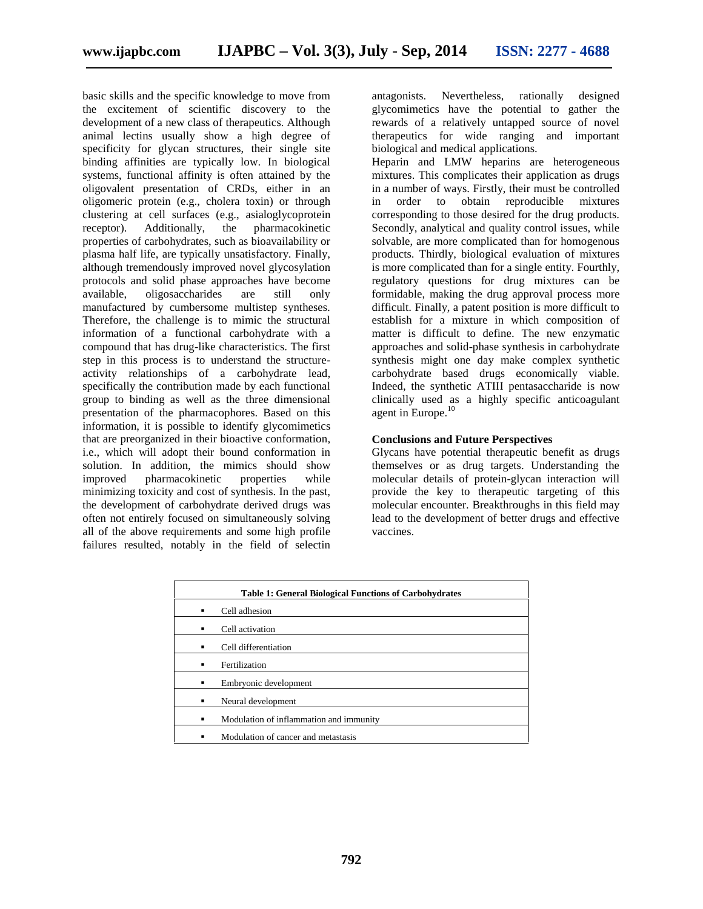basic skills and the specific knowledge to move from the excitement of scientific discovery to the development of a new class of therapeutics. Although animal lectins usually show a high degree of specificity for glycan structures, their single site binding affinities are typically low. In biological systems, functional affinity is often attained by the oligovalent presentation of CRDs, either in an oligomeric protein (e.g., cholera toxin) or through clustering at cell surfaces (e.g., asialoglycoprotein receptor). Additionally, the pharmacokinetic properties of carbohydrates, such as bioavailability or plasma half life, are typically unsatisfactory. Finally, although tremendously improved novel glycosylation protocols and solid phase approaches have become available, oligosaccharides are still only manufactured by cumbersome multistep syntheses. Therefore, the challenge is to mimic the structural information of a functional carbohydrate with a compound that has drug-like characteristics. The first step in this process is to understand the structure-activity relationships of a carbohydrate lead, specifically the contribution made by each functional group to binding as well as the three dimensional presentation of the pharmacophores. Based on this information, it is possible to identify glycomimetics that are preorganized in their bioactive conformation, i.e., which will adopt their bound conformation in solution. In addition, the mimics should show improved pharmacokinetic properties while minimizing toxicity and cost of synthesis. In the past, the development of carbohydrate derived drugs was often not entirely focused on simultaneously solving all of the above requirements and some high profile failures resulted, notably in the field of selectin antagonists. Nevertheless, rationally designed glycomimetics have the potential to gather the rewards of a relatively untapped source of novel therapeutics for wide ranging and important biological and medical applications.

Heparin and LMW heparins are heterogeneous mixtures. This complicates their application as drugs in a number of ways. Firstly, their must be controlled in order to obtain reproducible mixtures corresponding to those desired for the drug products. Secondly, analytical and quality control issues, while solvable, are more complicated than for homogenous products. Thirdly, biological evaluation of mixtures is more complicated than for a single entity. Fourthly, regulatory questions for drug mixtures can be formidable, making the drug approval process more difficult. Finally, a patent position is more difficult to establish for a mixture in which composition of matter is difficult to define. The new enzymatic approaches and solid-phase synthesis in carbohydrate synthesis might one day make complex synthetic carbohydrate based drugs economically viable. Indeed, the synthetic ATIII pentasaccharide is now clinically used as a highly specific anticoagulant agent in Europe.[10]

## Conclusions and Future Perspectives

Glycans have potential therapeutic benefit as drugs themselves or as drug targets. Understanding the molecular details of protein-glycan interaction will provide the key to therapeutic targeting of this molecular encounter. Breakthroughs in this field may lead to the development of better drugs and effective vaccines.

| Table 1: General Biological Functions of Carbohydrates |
| --- |
| ▪ Cell adhesion |
| ▪ Cell activation |
| ▪ Cell differentiation |
| ▪ Fertilization |
| ▪ Embryonic development |
| ▪ Neural development |
| ▪ Modulation of inflammation and immunity |
| ▪ Modulation of cancer and metastasis |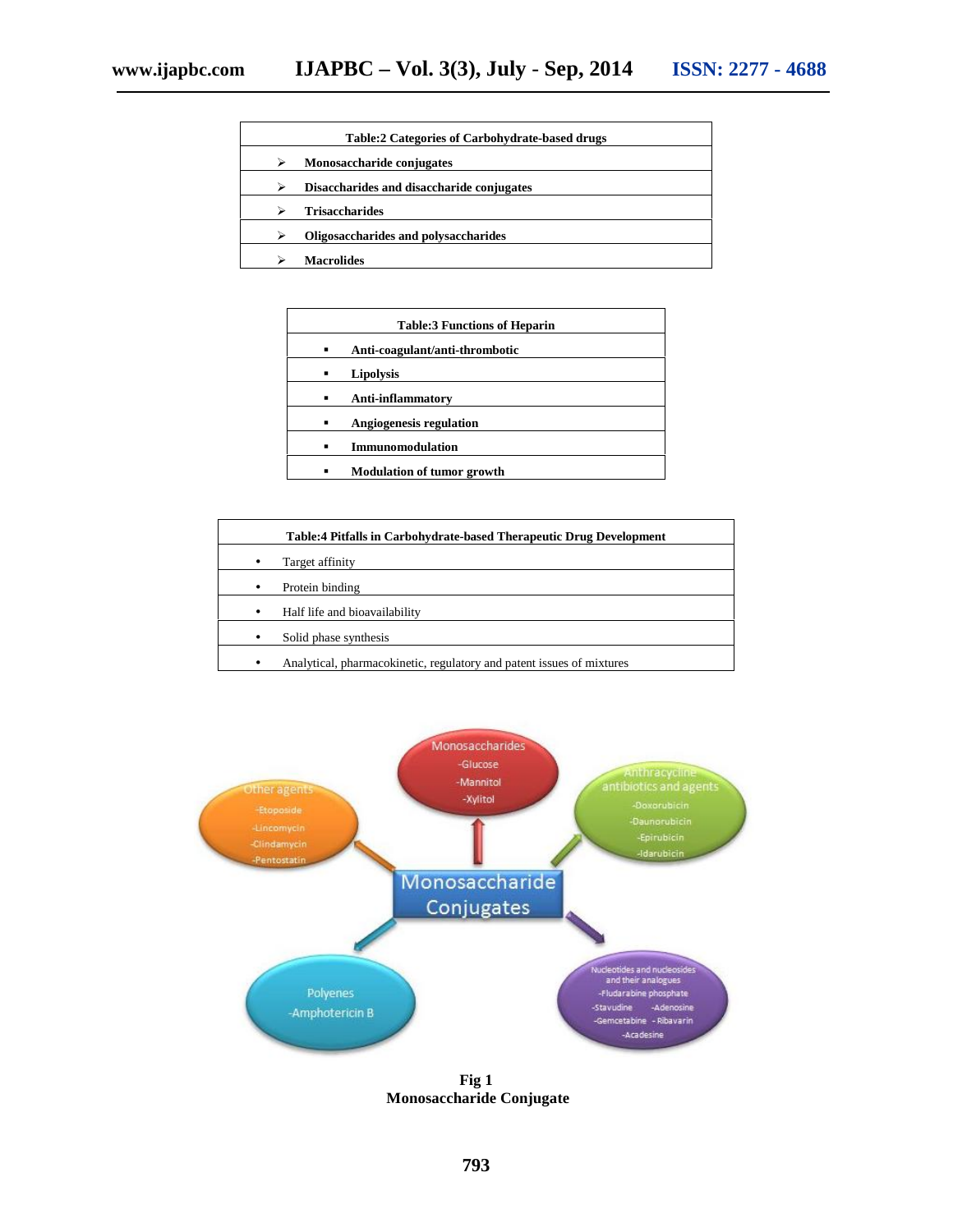| Table:2 Categories of Carbohydrate-based drugs |
| --- |
| ➢ Monosaccharide conjugates |
| ➢ Disaccharides and disaccharide conjugates |
| ➢ Trisaccharides |
| ➢ Oligosaccharides and polysaccharides |
| ➢ Macrolides |

| Table:3 Functions of Heparin |
| --- |
| ▪ Anti-coagulant/anti-thrombotic |
| ▪ Lipolysis |
| ▪ Anti-inflammatory |
| ▪ Angiogenesis regulation |
| ▪ Immunomodulation |
| ▪ Modulation of tumor growth |

| Table:4 Pitfalls in Carbohydrate-based Therapeutic Drug Development |
| --- |
| • Target affinity |
| • Protein binding |
| • Half life and bioavailability |
| • Solid phase synthesis |
| • Analytical, pharmacokinetic, regulatory and patent issues of mixtures |

**Fig 1**
**Monosaccharide Conjugate**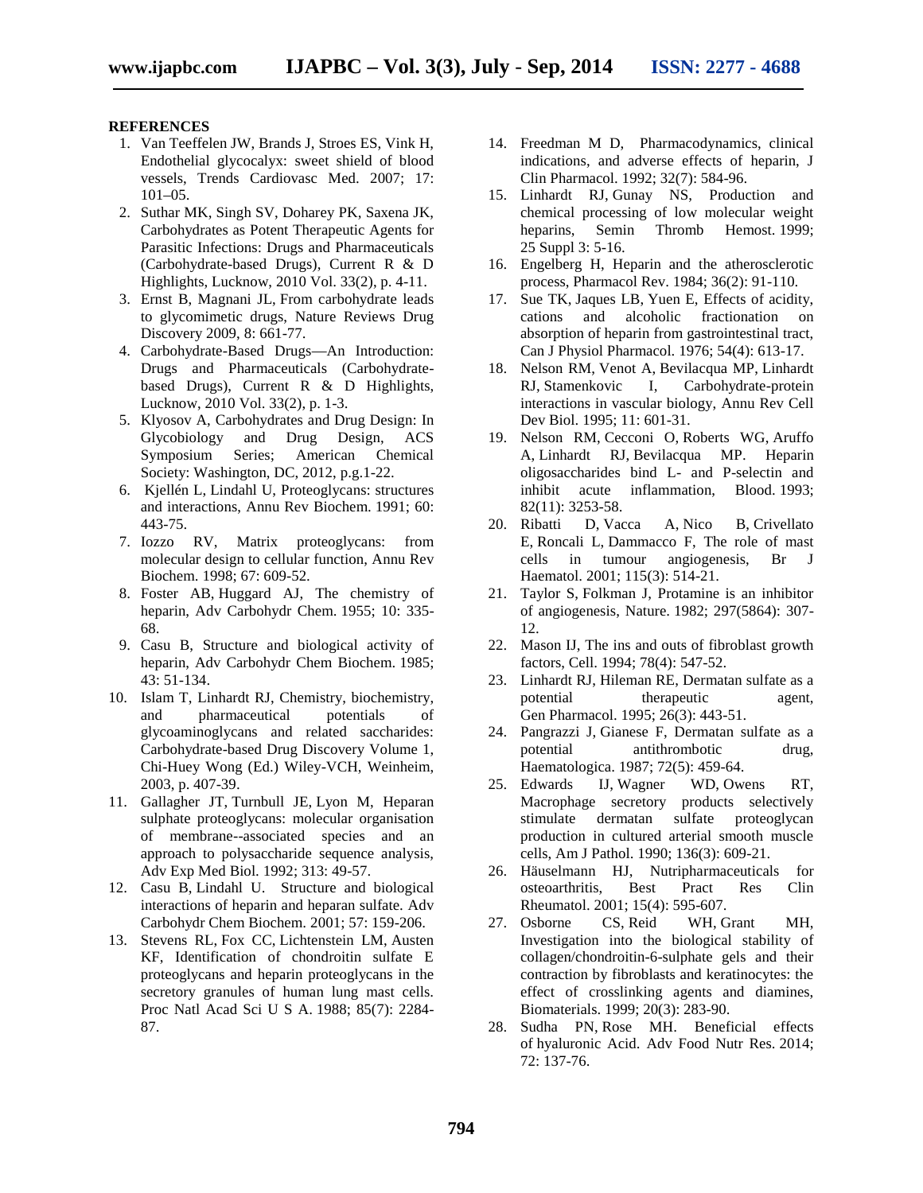## REFERENCES

1. Van Teeffelen JW, Brands J, Stroes ES, Vink H, Endothelial glycocalyx: sweet shield of blood vessels, Trends Cardiovasc Med. 2007; 17: 101–05.
2. Suthar MK, Singh SV, Doharey PK, Saxena JK, Carbohydrates as Potent Therapeutic Agents for Parasitic Infections: Drugs and Pharmaceuticals (Carbohydrate-based Drugs), Current R & D Highlights, Lucknow, 2010 Vol. 33(2), p. 4-11.
3. Ernst B, Magnani JL, From carbohydrate leads to glycomimetic drugs, Nature Reviews Drug Discovery 2009, 8: 661-77.
4. Carbohydrate-Based Drugs—An Introduction: Drugs and Pharmaceuticals (Carbohydrate-based Drugs), Current R & D Highlights, Lucknow, 2010 Vol. 33(2), p. 1-3.
5. Klyosov A, Carbohydrates and Drug Design: In Glycobiology and Drug Design, ACS Symposium Series; American Chemical Society: Washington, DC, 2012, p.g.1-22.
6. Kjellén L, Lindahl U, Proteoglycans: structures and interactions, Annu Rev Biochem. 1991; 60: 443-75.
7. Iozzo RV, Matrix proteoglycans: from molecular design to cellular function, Annu Rev Biochem. 1998; 67: 609-52.
8. Foster AB, Huggard AJ, The chemistry of heparin, Adv Carbohydr Chem. 1955; 10: 335-68.
9. Casu B, Structure and biological activity of heparin, Adv Carbohydr Chem Biochem. 1985; 43: 51-134.
10. Islam T, Linhardt RJ, Chemistry, biochemistry, and pharmaceutical potentials of glycoaminoglycans and related saccharides: Carbohydrate-based Drug Discovery Volume 1, Chi-Huey Wong (Ed.) Wiley-VCH, Weinheim, 2003, p. 407-39.
11. Gallagher JT, Turnbull JE, Lyon M, Heparan sulphate proteoglycans: molecular organisation of membrane--associated species and an approach to polysaccharide sequence analysis, Adv Exp Med Biol. 1992; 313: 49-57.
12. Casu B, Lindahl U. Structure and biological interactions of heparin and heparan sulfate. Adv Carbohydr Chem Biochem. 2001; 57: 159-206.
13. Stevens RL, Fox CC, Lichtenstein LM, Austen KF, Identification of chondroitin sulfate E proteoglycans and heparin proteoglycans in the secretory granules of human lung mast cells. Proc Natl Acad Sci U S A. 1988; 85(7): 2284-87.
14. Freedman M D, Pharmacodynamics, clinical indications, and adverse effects of heparin, J Clin Pharmacol. 1992; 32(7): 584-96.
15. Linhardt RJ, Gunay NS, Production and chemical processing of low molecular weight heparins, Semin Thromb Hemost. 1999; 25 Suppl 3: 5-16.
16. Engelberg H, Heparin and the atherosclerotic process, Pharmacol Rev. 1984; 36(2): 91-110.
17. Sue TK, Jaques LB, Yuen E, Effects of acidity, cations and alcoholic fractionation on absorption of heparin from gastrointestinal tract, Can J Physiol Pharmacol. 1976; 54(4): 613-17.
18. Nelson RM, Venot A, Bevilacqua MP, Linhardt RJ, Stamenkovic I, Carbohydrate-protein interactions in vascular biology, Annu Rev Cell Dev Biol. 1995; 11: 601-31.
19. Nelson RM, Cecconi O, Roberts WG, Aruffo A, Linhardt RJ, Bevilacqua MP. Heparin oligosaccharides bind L- and P-selectin and inhibit acute inflammation, Blood. 1993; 82(11): 3253-58.
20. Ribatti D, Vacca A, Nico B, Crivellato E, Roncali L, Dammacco F, The role of mast cells in tumour angiogenesis, Br J Haematol. 2001; 115(3): 514-21.
21. Taylor S, Folkman J, Protamine is an inhibitor of angiogenesis, Nature. 1982; 297(5864): 307-12.
22. Mason IJ, The ins and outs of fibroblast growth factors, Cell. 1994; 78(4): 547-52.
23. Linhardt RJ, Hileman RE, Dermatan sulfate as a potential therapeutic agent, Gen Pharmacol. 1995; 26(3): 443-51.
24. Pangrazzi J, Gianese F, Dermatan sulfate as a potential antithrombotic drug, Haematologica. 1987; 72(5): 459-64.
25. Edwards IJ, Wagner WD, Owens RT, Macrophage secretory products selectively stimulate dermatan sulfate proteoglycan production in cultured arterial smooth muscle cells, Am J Pathol. 1990; 136(3): 609-21.
26. Häuselmann HJ, Nutripharmaceuticals for osteoarthritis, Best Pract Res Clin Rheumatol. 2001; 15(4): 595-607.
27. Osborne CS, Reid WH, Grant MH, Investigation into the biological stability of collagen/chondroitin-6-sulphate gels and their contraction by fibroblasts and keratinocytes: the effect of crosslinking agents and diamines, Biomaterials. 1999; 20(3): 283-90.
28. Sudha PN, Rose MH. Beneficial effects of hyaluronic Acid. Adv Food Nutr Res. 2014; 72: 137-76.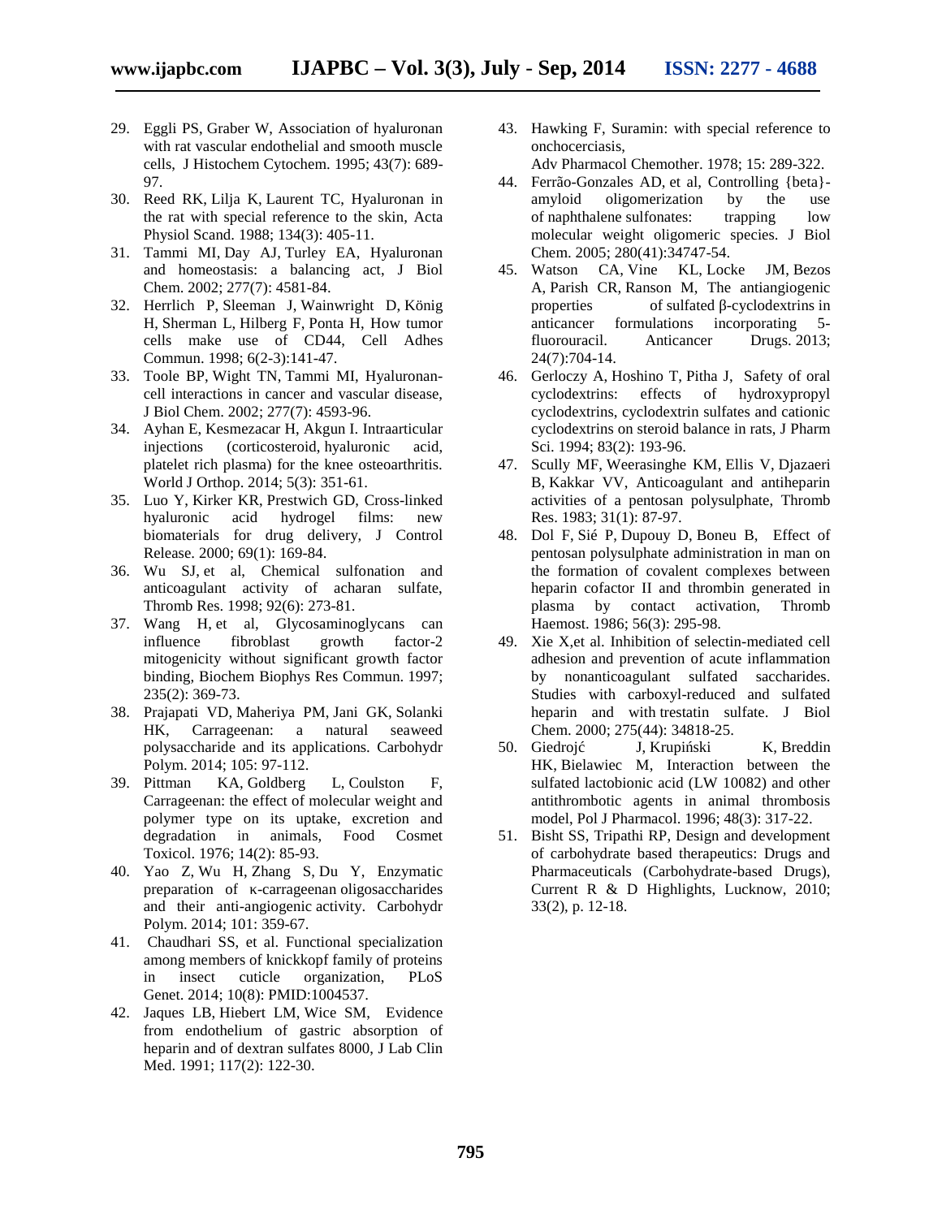29. Eggli PS, Graber W, Association of hyaluronan with rat vascular endothelial and smooth muscle cells, J Histochem Cytochem. 1995; 43(7): 689-97.
30. Reed RK, Lilja K, Laurent TC, Hyaluronan in the rat with special reference to the skin, Acta Physiol Scand. 1988; 134(3): 405-11.
31. Tammi MI, Day AJ, Turley EA, Hyaluronan and homeostasis: a balancing act, J Biol Chem. 2002; 277(7): 4581-84.
32. Herrlich P, Sleeman J, Wainwright D, König H, Sherman L, Hilberg F, Ponta H, How tumor cells make use of CD44, Cell Adhes Commun. 1998; 6(2-3):141-47.
33. Toole BP, Wight TN, Tammi MI, Hyaluronan-cell interactions in cancer and vascular disease, J Biol Chem. 2002; 277(7): 4593-96.
34. Ayhan E, Kesmezacar H, Akgun I. Intraarticular injections (corticosteroid, hyaluronic acid, platelet rich plasma) for the knee osteoarthritis. World J Orthop. 2014; 5(3): 351-61.
35. Luo Y, Kirker KR, Prestwich GD, Cross-linked hyaluronic acid hydrogel films: new biomaterials for drug delivery, J Control Release. 2000; 69(1): 169-84.
36. Wu SJ, et al, Chemical sulfonation and anticoagulant activity of acharan sulfate, Thromb Res. 1998; 92(6): 273-81.
37. Wang H, et al, Glycosaminoglycans can influence fibroblast growth factor-2 mitogenicity without significant growth factor binding, Biochem Biophys Res Commun. 1997; 235(2): 369-73.
38. Prajapati VD, Maheriya PM, Jani GK, Solanki HK, Carrageenan: a natural seaweed polysaccharide and its applications. Carbohydr Polym. 2014; 105: 97-112.
39. Pittman KA, Goldberg L, Coulston F, Carrageenan: the effect of molecular weight and polymer type on its uptake, excretion and degradation in animals, Food Cosmet Toxicol. 1976; 14(2): 85-93.
40. Yao Z, Wu H, Zhang S, Du Y, Enzymatic preparation of κ-carrageenan oligosaccharides and their anti-angiogenic activity. Carbohydr Polym. 2014; 101: 359-67.
41. Chaudhari SS, et al. Functional specialization among members of knickkopf family of proteins in insect cuticle organization, PLoS Genet. 2014; 10(8): PMID:1004537.
42. Jaques LB, Hiebert LM, Wice SM, Evidence from endothelium of gastric absorption of heparin and of dextran sulfates 8000, J Lab Clin Med. 1991; 117(2): 122-30.
43. Hawking F, Suramin: with special reference to onchocerciasis, Adv Pharmacol Chemother. 1978; 15: 289-322.
44. Ferrão-Gonzales AD, et al, Controlling {beta}-amyloid oligomerization by the use of naphthalene sulfonates: trapping low molecular weight oligomeric species. J Biol Chem. 2005; 280(41):34747-54.
45. Watson CA, Vine KL, Locke JM, Bezos A, Parish CR, Ranson M, The antiangiogenic properties of sulfated β-cyclodextrins in anticancer formulations incorporating 5-fluorouracil. Anticancer Drugs. 2013; 24(7):704-14.
46. Gerloczy A, Hoshino T, Pitha J, Safety of oral cyclodextrins: effects of hydroxypropyl cyclodextrins, cyclodextrin sulfates and cationic cyclodextrins on steroid balance in rats, J Pharm Sci. 1994; 83(2): 193-96.
47. Scully MF, Weerasinghe KM, Ellis V, Djazaeri B, Kakkar VV, Anticoagulant and antiheparin activities of a pentosan polysulphate, Thromb Res. 1983; 31(1): 87-97.
48. Dol F, Sié P, Dupouy D, Boneu B, Effect of pentosan polysulphate administration in man on the formation of covalent complexes between heparin cofactor II and thrombin generated in plasma by contact activation, Thromb Haemost. 1986; 56(3): 295-98.
49. Xie X,et al. Inhibition of selectin-mediated cell adhesion and prevention of acute inflammation by nonanticoagulant sulfated saccharides. Studies with carboxyl-reduced and sulfated heparin and with trestatin sulfate. J Biol Chem. 2000; 275(44): 34818-25.
50. Giedrojć J, Krupiński K, Breddin HK, Bielawiec M, Interaction between the sulfated lactobionic acid (LW 10082) and other antithrombotic agents in animal thrombosis model, Pol J Pharmacol. 1996; 48(3): 317-22.
51. Bisht SS, Tripathi RP, Design and development of carbohydrate based therapeutics: Drugs and Pharmaceuticals (Carbohydrate-based Drugs), Current R & D Highlights, Lucknow, 2010; 33(2), p. 12-18.